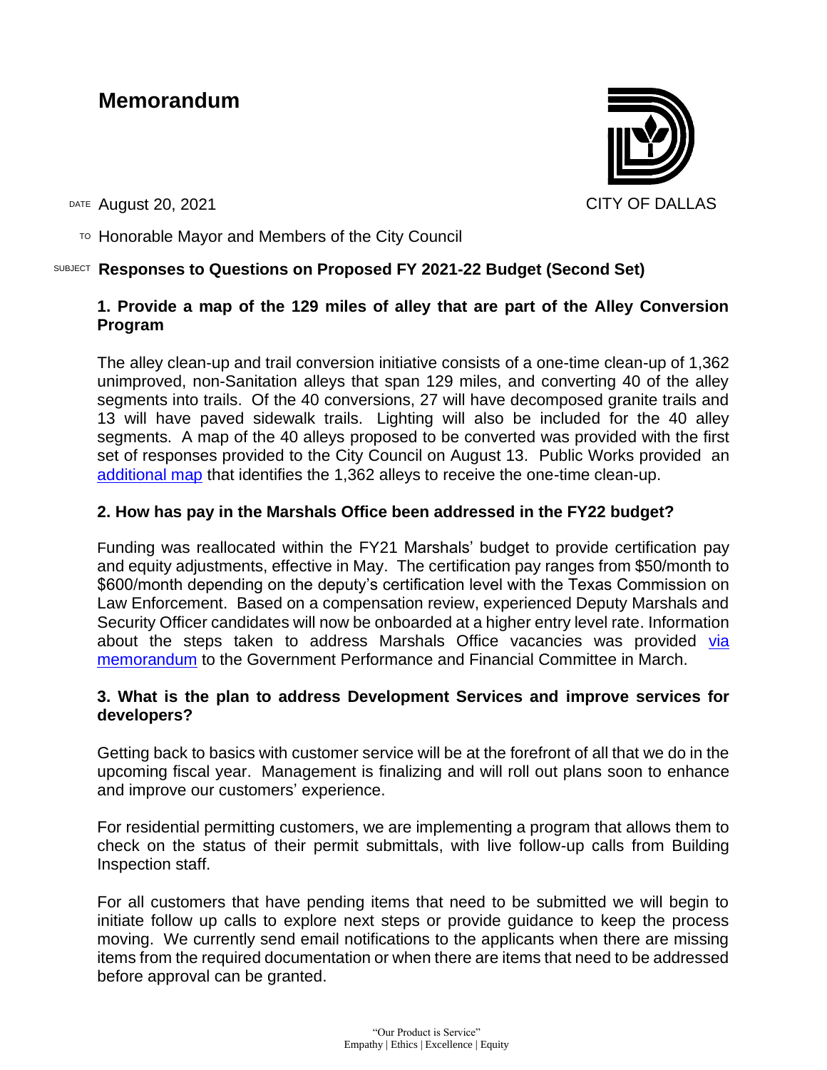# Memorandum

CITY OF DALLAS

DATE August 20, 2021

TO Honorable Mayor and Members of the City Council

SUBJECT **Responses to Questions on Proposed FY 2021-22 Budget (Second Set)**

**1. Provide a map of the 129 miles of alley that are part of the Alley Conversion Program**

The alley clean-up and trail conversion initiative consists of a one-time clean-up of 1,362 unimproved, non-Sanitation alleys that span 129 miles, and converting 40 of the alley segments into trails. Of the 40 conversions, 27 will have decomposed granite trails and 13 will have paved sidewalk trails. Lighting will also be included for the 40 alley segments. A map of the 40 alleys proposed to be converted was provided with the first set of responses provided to the City Council on August 13. Public Works provided an additional map that identifies the 1,362 alleys to receive the one-time clean-up.

**2. How has pay in the Marshals Office been addressed in the FY22 budget?**

Funding was reallocated within the FY21 Marshals' budget to provide certification pay and equity adjustments, effective in May. The certification pay ranges from $50/month to $600/month depending on the deputy's certification level with the Texas Commission on Law Enforcement. Based on a compensation review, experienced Deputy Marshals and Security Officer candidates will now be onboarded at a higher entry level rate. Information about the steps taken to address Marshals Office vacancies was provided via memorandum to the Government Performance and Financial Committee in March.

**3. What is the plan to address Development Services and improve services for developers?**

Getting back to basics with customer service will be at the forefront of all that we do in the upcoming fiscal year. Management is finalizing and will roll out plans soon to enhance and improve our customers' experience.

For residential permitting customers, we are implementing a program that allows them to check on the status of their permit submittals, with live follow-up calls from Building Inspection staff.

For all customers that have pending items that need to be submitted we will begin to initiate follow up calls to explore next steps or provide guidance to keep the process moving. We currently send email notifications to the applicants when there are missing items from the required documentation or when there are items that need to be addressed before approval can be granted.

"Our Product is Service"
Empathy | Ethics | Excellence | Equity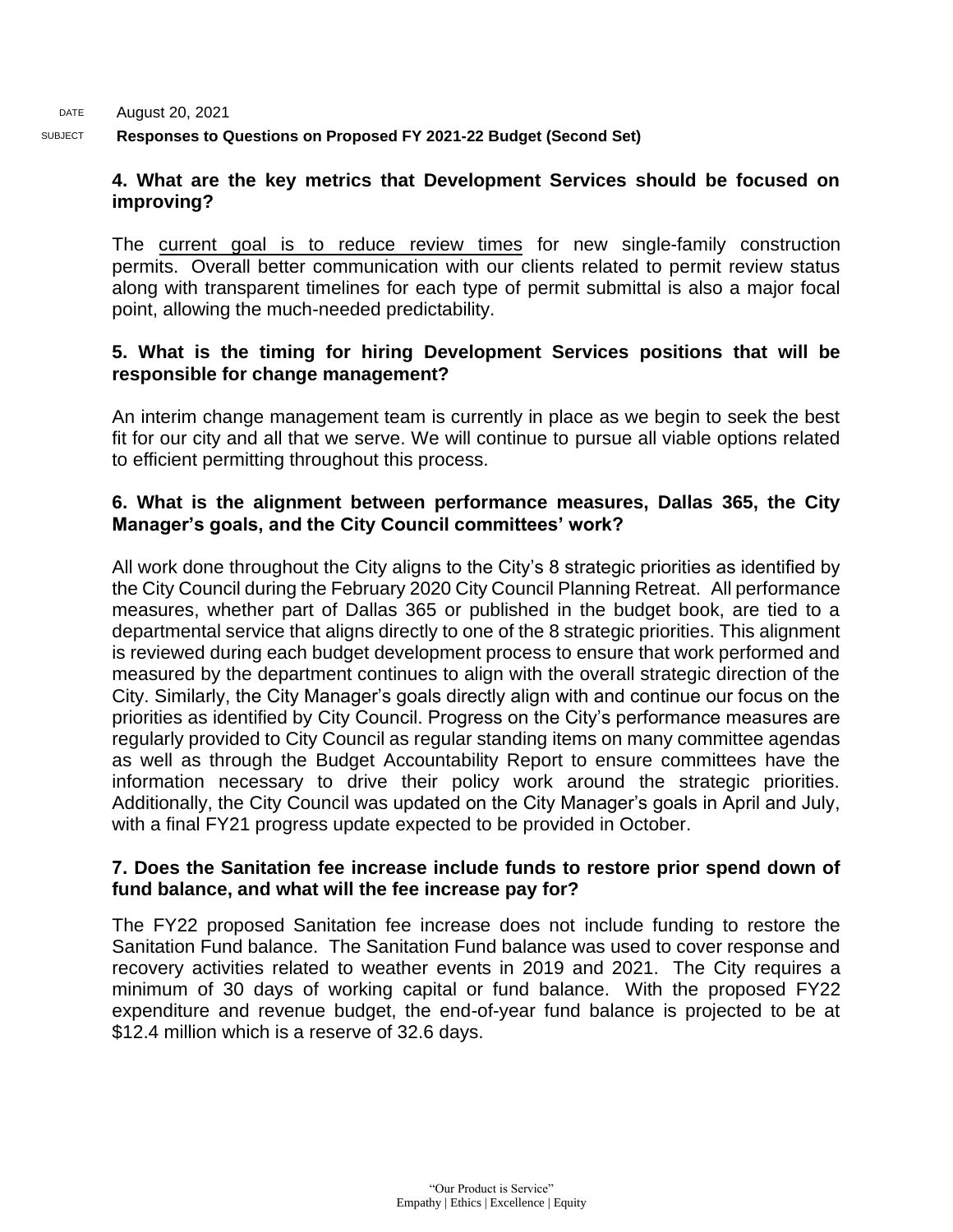DATE August 20, 2021

SUBJECT **Responses to Questions on Proposed FY 2021-22 Budget (Second Set)**

**4. What are the key metrics that Development Services should be focused on improving?**

The current goal is to reduce review times for new single-family construction permits. Overall better communication with our clients related to permit review status along with transparent timelines for each type of permit submittal is also a major focal point, allowing the much-needed predictability.

**5. What is the timing for hiring Development Services positions that will be responsible for change management?**

An interim change management team is currently in place as we begin to seek the best fit for our city and all that we serve. We will continue to pursue all viable options related to efficient permitting throughout this process.

**6. What is the alignment between performance measures, Dallas 365, the City Manager's goals, and the City Council committees' work?**

All work done throughout the City aligns to the City's 8 strategic priorities as identified by the City Council during the February 2020 City Council Planning Retreat. All performance measures, whether part of Dallas 365 or published in the budget book, are tied to a departmental service that aligns directly to one of the 8 strategic priorities. This alignment is reviewed during each budget development process to ensure that work performed and measured by the department continues to align with the overall strategic direction of the City. Similarly, the City Manager's goals directly align with and continue our focus on the priorities as identified by City Council. Progress on the City's performance measures are regularly provided to City Council as regular standing items on many committee agendas as well as through the Budget Accountability Report to ensure committees have the information necessary to drive their policy work around the strategic priorities. Additionally, the City Council was updated on the City Manager's goals in April and July, with a final FY21 progress update expected to be provided in October.

**7. Does the Sanitation fee increase include funds to restore prior spend down of fund balance, and what will the fee increase pay for?**

The FY22 proposed Sanitation fee increase does not include funding to restore the Sanitation Fund balance. The Sanitation Fund balance was used to cover response and recovery activities related to weather events in 2019 and 2021. The City requires a minimum of 30 days of working capital or fund balance. With the proposed FY22 expenditure and revenue budget, the end-of-year fund balance is projected to be at $12.4 million which is a reserve of 32.6 days.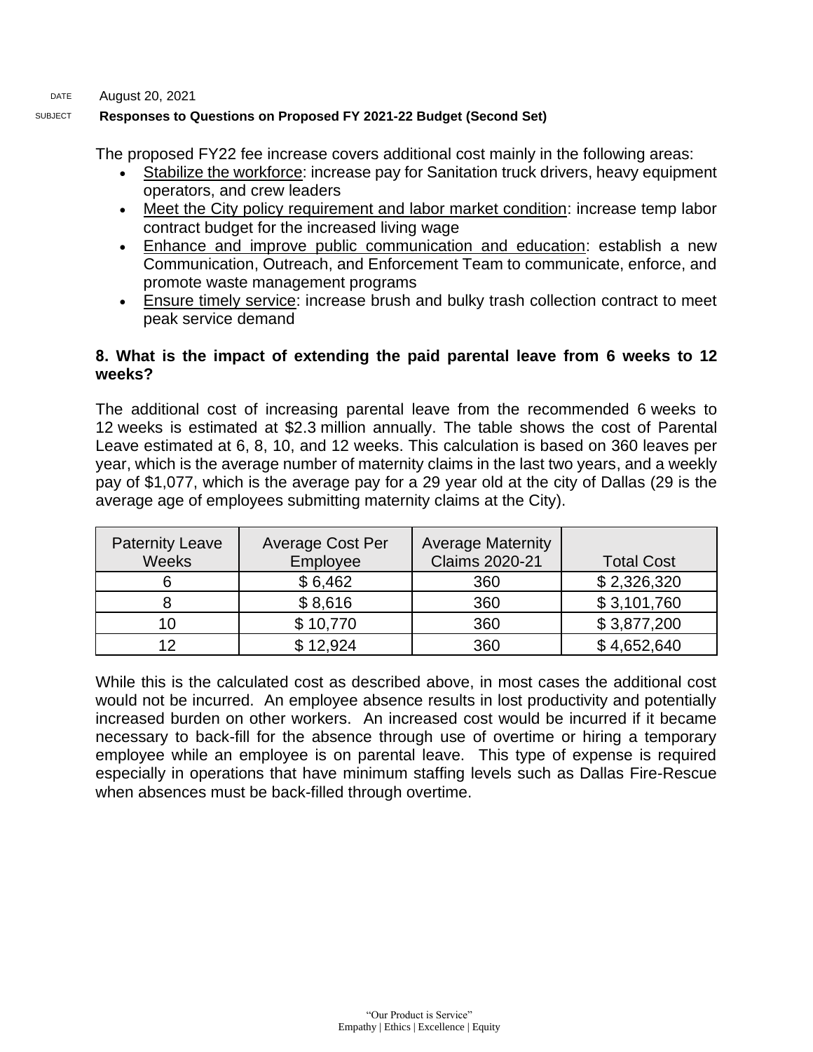The proposed FY22 fee increase covers additional cost mainly in the following areas:

- Stabilize the workforce: increase pay for Sanitation truck drivers, heavy equipment operators, and crew leaders
- Meet the City policy requirement and labor market condition: increase temp labor contract budget for the increased living wage
- Enhance and improve public communication and education: establish a new Communication, Outreach, and Enforcement Team to communicate, enforce, and promote waste management programs
- Ensure timely service: increase brush and bulky trash collection contract to meet peak service demand

**8. What is the impact of extending the paid parental leave from 6 weeks to 12 weeks?**

The additional cost of increasing parental leave from the recommended 6 weeks to 12 weeks is estimated at $2.3 million annually. The table shows the cost of Parental Leave estimated at 6, 8, 10, and 12 weeks. This calculation is based on 360 leaves per year, which is the average number of maternity claims in the last two years, and a weekly pay of $1,077, which is the average pay for a 29 year old at the city of Dallas (29 is the average age of employees submitting maternity claims at the City).

| Paternity Leave Weeks | Average Cost Per Employee | Average Maternity Claims 2020-21 | Total Cost |
|---|---|---|---|
| 6 | $ 6,462 | 360 | $ 2,326,320 |
| 8 | $ 8,616 | 360 | $ 3,101,760 |
| 10 | $ 10,770 | 360 | $ 3,877,200 |
| 12 | $ 12,924 | 360 | $ 4,652,640 |

While this is the calculated cost as described above, in most cases the additional cost would not be incurred. An employee absence results in lost productivity and potentially increased burden on other workers. An increased cost would be incurred if it became necessary to back-fill for the absence through use of overtime or hiring a temporary employee while an employee is on parental leave. This type of expense is required especially in operations that have minimum staffing levels such as Dallas Fire-Rescue when absences must be back-filled through overtime.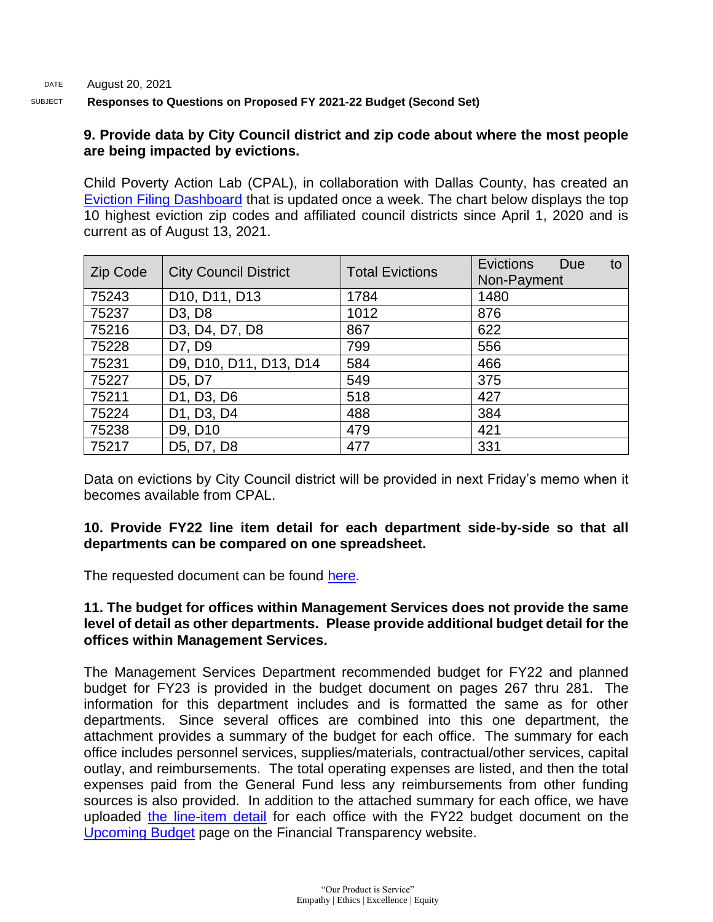DATE August 20, 2021

SUBJECT **Responses to Questions on Proposed FY 2021-22 Budget (Second Set)**

**9. Provide data by City Council district and zip code about where the most people are being impacted by evictions.**

Child Poverty Action Lab (CPAL), in collaboration with Dallas County, has created an Eviction Filing Dashboard that is updated once a week. The chart below displays the top 10 highest eviction zip codes and affiliated council districts since April 1, 2020 and is current as of August 13, 2021.

| Zip Code | City Council District | Total Evictions | Evictions Due to Non-Payment |
|---|---|---|---|
| 75243 | D10, D11, D13 | 1784 | 1480 |
| 75237 | D3, D8 | 1012 | 876 |
| 75216 | D3, D4, D7, D8 | 867 | 622 |
| 75228 | D7, D9 | 799 | 556 |
| 75231 | D9, D10, D11, D13, D14 | 584 | 466 |
| 75227 | D5, D7 | 549 | 375 |
| 75211 | D1, D3, D6 | 518 | 427 |
| 75224 | D1, D3, D4 | 488 | 384 |
| 75238 | D9, D10 | 479 | 421 |
| 75217 | D5, D7, D8 | 477 | 331 |

Data on evictions by City Council district will be provided in next Friday's memo when it becomes available from CPAL.

**10. Provide FY22 line item detail for each department side-by-side so that all departments can be compared on one spreadsheet.**

The requested document can be found here.

**11. The budget for offices within Management Services does not provide the same level of detail as other departments. Please provide additional budget detail for the offices within Management Services.**

The Management Services Department recommended budget for FY22 and planned budget for FY23 is provided in the budget document on pages 267 thru 281. The information for this department includes and is formatted the same as for other departments. Since several offices are combined into this one department, the attachment provides a summary of the budget for each office. The summary for each office includes personnel services, supplies/materials, contractual/other services, capital outlay, and reimbursements. The total operating expenses are listed, and then the total expenses paid from the General Fund less any reimbursements from other funding sources is also provided. In addition to the attached summary for each office, we have uploaded the line-item detail for each office with the FY22 budget document on the Upcoming Budget page on the Financial Transparency website.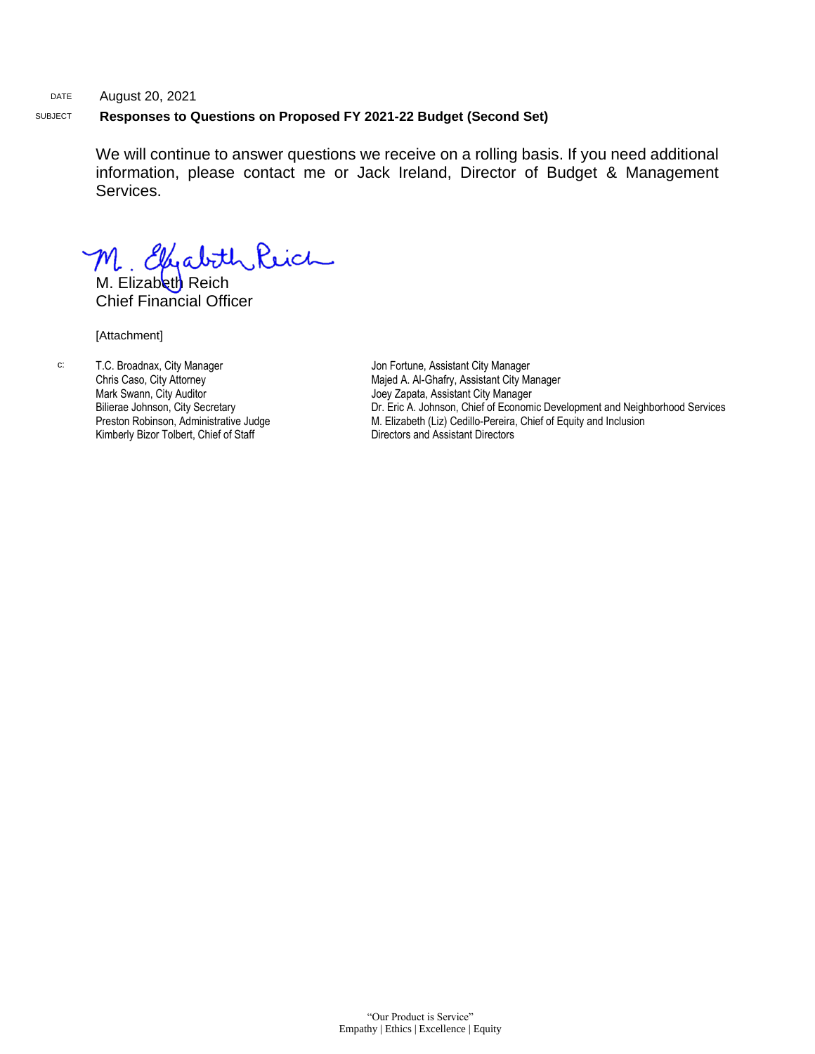DATE August 20, 2021

SUBJECT **Responses to Questions on Proposed FY 2021-22 Budget (Second Set)**

We will continue to answer questions we receive on a rolling basis. If you need additional information, please contact me or Jack Ireland, Director of Budget & Management Services.

M. Elizabeth Reich
Chief Financial Officer

[Attachment]

c:

T.C. Broadnax, City Manager
Chris Caso, City Attorney
Mark Swann, City Auditor
Bilierae Johnson, City Secretary
Preston Robinson, Administrative Judge
Kimberly Bizor Tolbert, Chief of Staff
Jon Fortune, Assistant City Manager
Majed A. Al-Ghafry, Assistant City Manager
Joey Zapata, Assistant City Manager
Dr. Eric A. Johnson, Chief of Economic Development and Neighborhood Services
M. Elizabeth (Liz) Cedillo-Pereira, Chief of Equity and Inclusion
Directors and Assistant Directors

"Our Product is Service"
Empathy | Ethics | Excellence | Equity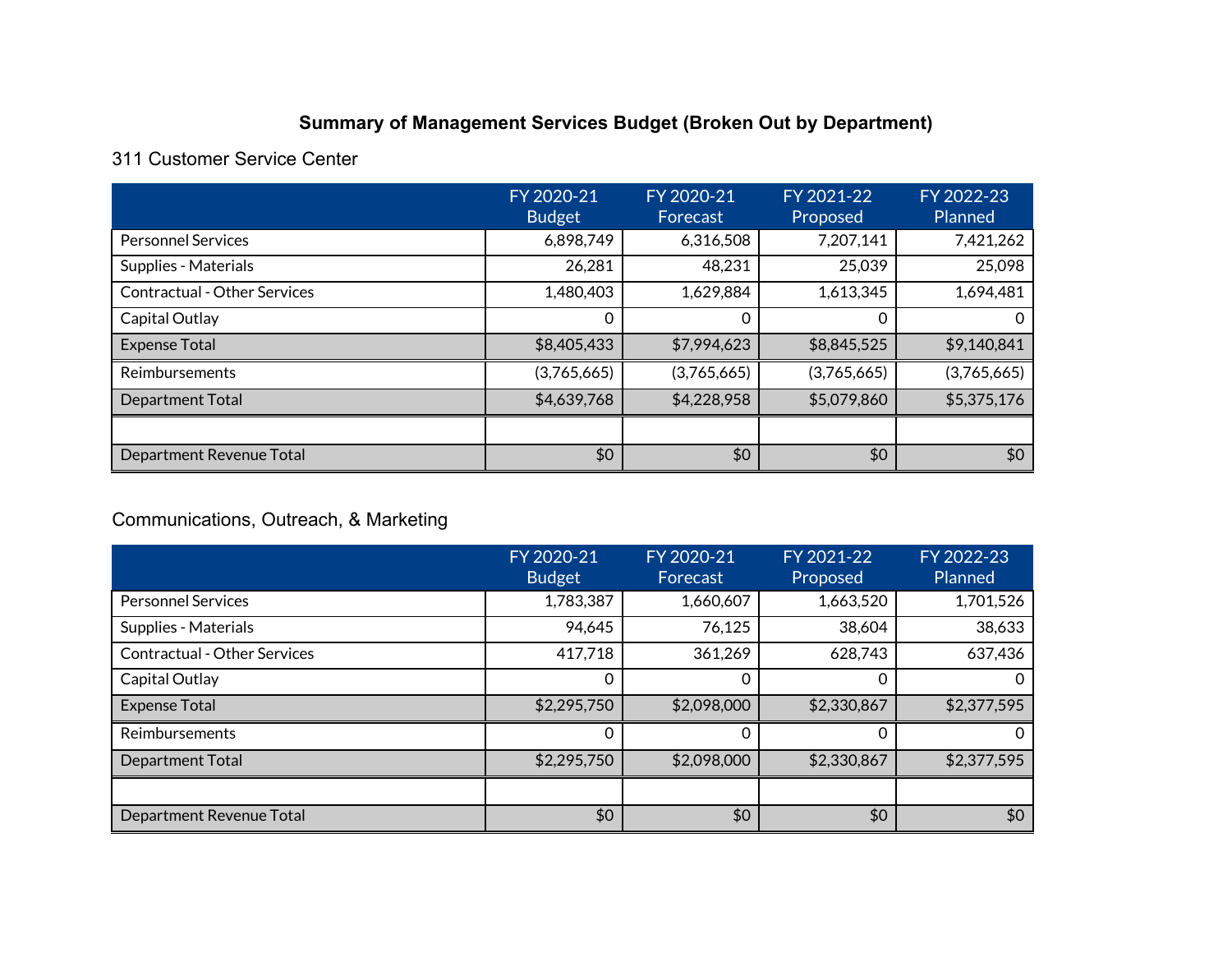# Summary of Management Services Budget (Broken Out by Department)

## 311 Customer Service Center

| | FY 2020-21 Budget | FY 2020-21 Forecast | FY 2021-22 Proposed | FY 2022-23 Planned |
|---|---|---|---|---|
| Personnel Services | 6,898,749 | 6,316,508 | 7,207,141 | 7,421,262 |
| Supplies - Materials | 26,281 | 48,231 | 25,039 | 25,098 |
| Contractual - Other Services | 1,480,403 | 1,629,884 | 1,613,345 | 1,694,481 |
| Capital Outlay | 0 | 0 | 0 | 0 |
| Expense Total | $8,405,433 | $7,994,623 | $8,845,525 | $9,140,841 |
| Reimbursements | (3,765,665) | (3,765,665) | (3,765,665) | (3,765,665) |
| Department Total | $4,639,768 | $4,228,958 | $5,079,860 | $5,375,176 |
| | | | | |
| Department Revenue Total | $0 | $0 | $0 | $0 |

## Communications, Outreach, & Marketing

| | FY 2020-21 Budget | FY 2020-21 Forecast | FY 2021-22 Proposed | FY 2022-23 Planned |
|---|---|---|---|---|
| Personnel Services | 1,783,387 | 1,660,607 | 1,663,520 | 1,701,526 |
| Supplies - Materials | 94,645 | 76,125 | 38,604 | 38,633 |
| Contractual - Other Services | 417,718 | 361,269 | 628,743 | 637,436 |
| Capital Outlay | 0 | 0 | 0 | 0 |
| Expense Total | $2,295,750 | $2,098,000 | $2,330,867 | $2,377,595 |
| Reimbursements | 0 | 0 | 0 | 0 |
| Department Total | $2,295,750 | $2,098,000 | $2,330,867 | $2,377,595 |
| | | | | |
| Department Revenue Total | $0 | $0 | $0 | $0 |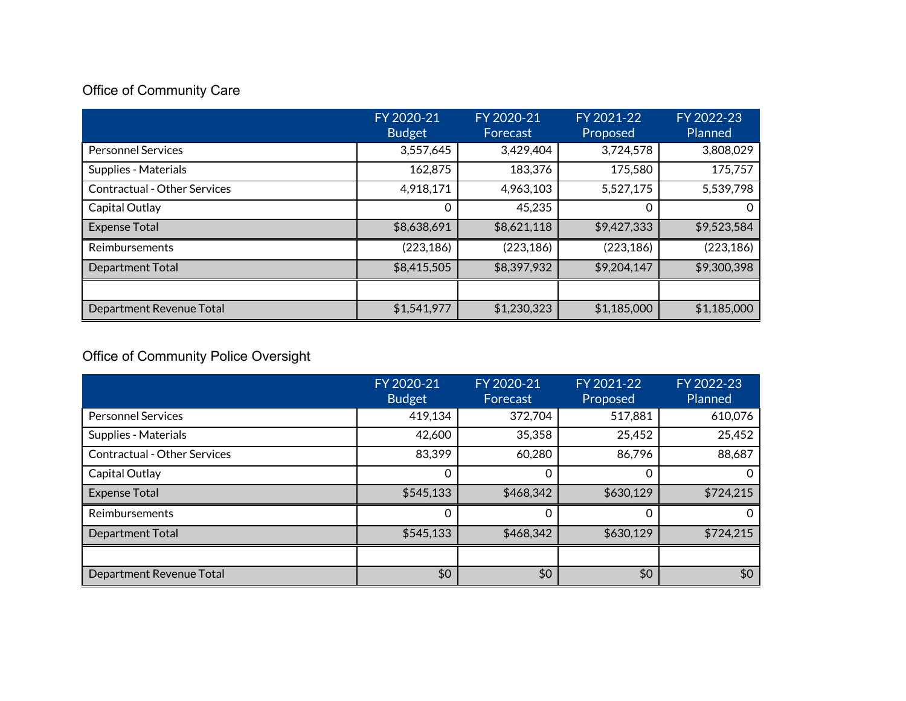## Office of Community Care

| | FY 2020-21 Budget | FY 2020-21 Forecast | FY 2021-22 Proposed | FY 2022-23 Planned |
|---|---|---|---|---|
| Personnel Services | 3,557,645 | 3,429,404 | 3,724,578 | 3,808,029 |
| Supplies - Materials | 162,875 | 183,376 | 175,580 | 175,757 |
| Contractual - Other Services | 4,918,171 | 4,963,103 | 5,527,175 | 5,539,798 |
| Capital Outlay | 0 | 45,235 | 0 | 0 |
| Expense Total | $8,638,691 | $8,621,118 | $9,427,333 | $9,523,584 |
| Reimbursements | (223,186) | (223,186) | (223,186) | (223,186) |
| Department Total | $8,415,505 | $8,397,932 | $9,204,147 | $9,300,398 |
| | | | | |
| Department Revenue Total | $1,541,977 | $1,230,323 | $1,185,000 | $1,185,000 |

## Office of Community Police Oversight

| | FY 2020-21 Budget | FY 2020-21 Forecast | FY 2021-22 Proposed | FY 2022-23 Planned |
|---|---|---|---|---|
| Personnel Services | 419,134 | 372,704 | 517,881 | 610,076 |
| Supplies - Materials | 42,600 | 35,358 | 25,452 | 25,452 |
| Contractual - Other Services | 83,399 | 60,280 | 86,796 | 88,687 |
| Capital Outlay | 0 | 0 | 0 | 0 |
| Expense Total | $545,133 | $468,342 | $630,129 | $724,215 |
| Reimbursements | 0 | 0 | 0 | 0 |
| Department Total | $545,133 | $468,342 | $630,129 | $724,215 |
| | | | | |
| Department Revenue Total | $0 | $0 | $0 | $0 |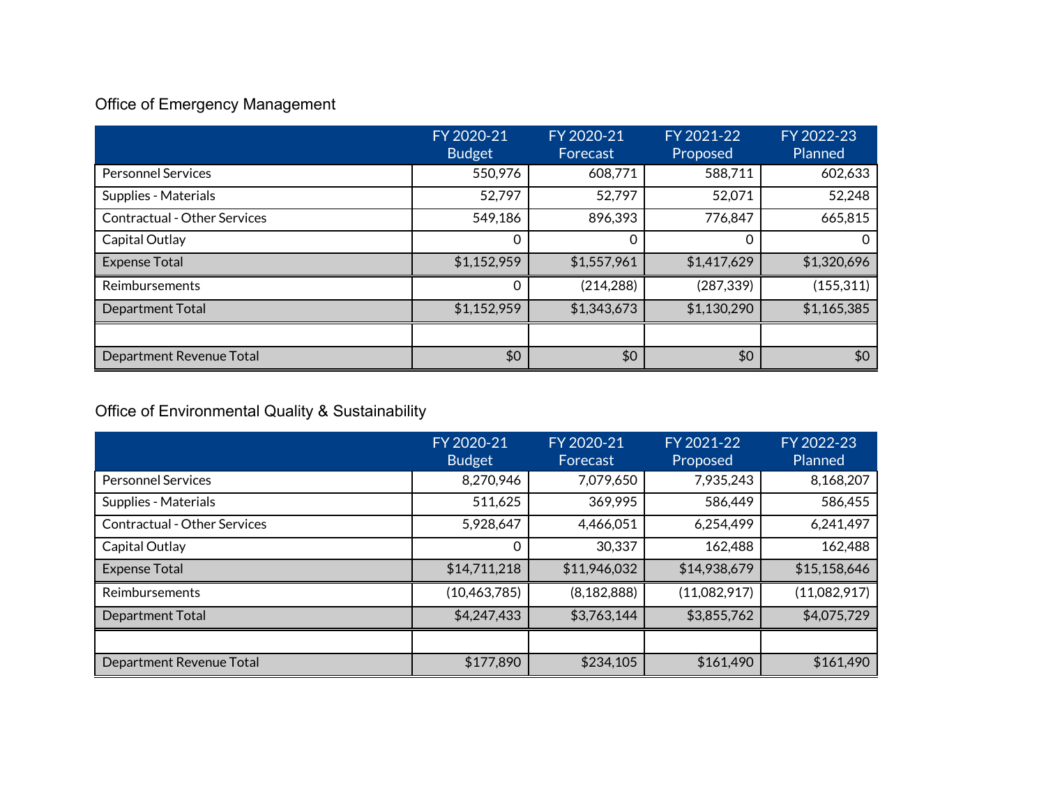## Office of Emergency Management

| | FY 2020-21 Budget | FY 2020-21 Forecast | FY 2021-22 Proposed | FY 2022-23 Planned |
|---|---|---|---|---|
| Personnel Services | 550,976 | 608,771 | 588,711 | 602,633 |
| Supplies - Materials | 52,797 | 52,797 | 52,071 | 52,248 |
| Contractual - Other Services | 549,186 | 896,393 | 776,847 | 665,815 |
| Capital Outlay | 0 | 0 | 0 | 0 |
| Expense Total | $1,152,959 | $1,557,961 | $1,417,629 | $1,320,696 |
| Reimbursements | 0 | (214,288) | (287,339) | (155,311) |
| Department Total | $1,152,959 | $1,343,673 | $1,130,290 | $1,165,385 |
| | | | | |
| Department Revenue Total | $0 | $0 | $0 | $0 |

## Office of Environmental Quality & Sustainability

| | FY 2020-21 Budget | FY 2020-21 Forecast | FY 2021-22 Proposed | FY 2022-23 Planned |
|---|---|---|---|---|
| Personnel Services | 8,270,946 | 7,079,650 | 7,935,243 | 8,168,207 |
| Supplies - Materials | 511,625 | 369,995 | 586,449 | 586,455 |
| Contractual - Other Services | 5,928,647 | 4,466,051 | 6,254,499 | 6,241,497 |
| Capital Outlay | 0 | 30,337 | 162,488 | 162,488 |
| Expense Total | $14,711,218 | $11,946,032 | $14,938,679 | $15,158,646 |
| Reimbursements | (10,463,785) | (8,182,888) | (11,082,917) | (11,082,917) |
| Department Total | $4,247,433 | $3,763,144 | $3,855,762 | $4,075,729 |
| | | | | |
| Department Revenue Total | $177,890 | $234,105 | $161,490 | $161,490 |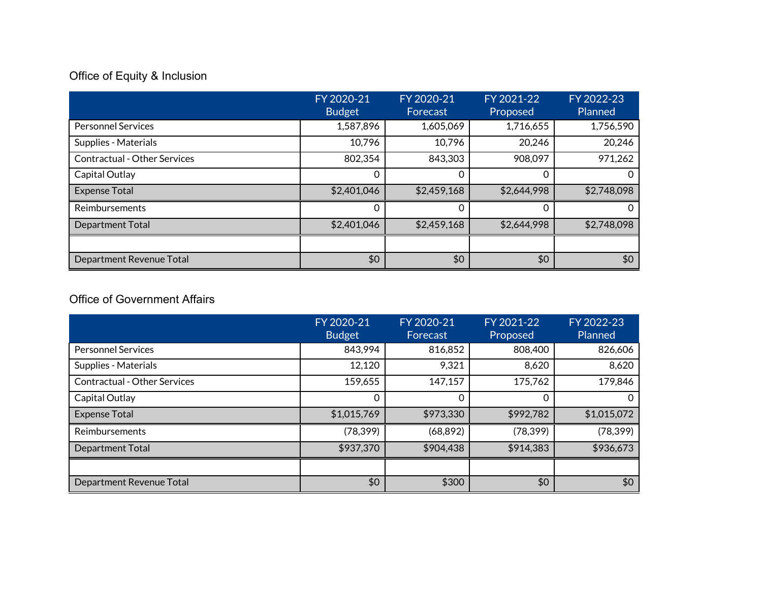## Office of Equity & Inclusion

| | FY 2020-21 Budget | FY 2020-21 Forecast | FY 2021-22 Proposed | FY 2022-23 Planned |
|---|---:|---:|---:|---:|
| Personnel Services | 1,587,896 | 1,605,069 | 1,716,655 | 1,756,590 |
| Supplies - Materials | 10,796 | 10,796 | 20,246 | 20,246 |
| Contractual - Other Services | 802,354 | 843,303 | 908,097 | 971,262 |
| Capital Outlay | 0 | 0 | 0 | 0 |
| Expense Total | $2,401,046 | $2,459,168 | $2,644,998 | $2,748,098 |
| Reimbursements | 0 | 0 | 0 | 0 |
| Department Total | $2,401,046 | $2,459,168 | $2,644,998 | $2,748,098 |
| | | | | |
| Department Revenue Total | $0 | $0 | $0 | $0 |

## Office of Government Affairs

| | FY 2020-21 Budget | FY 2020-21 Forecast | FY 2021-22 Proposed | FY 2022-23 Planned |
|---|---:|---:|---:|---:|
| Personnel Services | 843,994 | 816,852 | 808,400 | 826,606 |
| Supplies - Materials | 12,120 | 9,321 | 8,620 | 8,620 |
| Contractual - Other Services | 159,655 | 147,157 | 175,762 | 179,846 |
| Capital Outlay | 0 | 0 | 0 | 0 |
| Expense Total | $1,015,769 | $973,330 | $992,782 | $1,015,072 |
| Reimbursements | (78,399) | (68,892) | (78,399) | (78,399) |
| Department Total | $937,370 | $904,438 | $914,383 | $936,673 |
| | | | | |
| Department Revenue Total | $0 | $300 | $0 | $0 |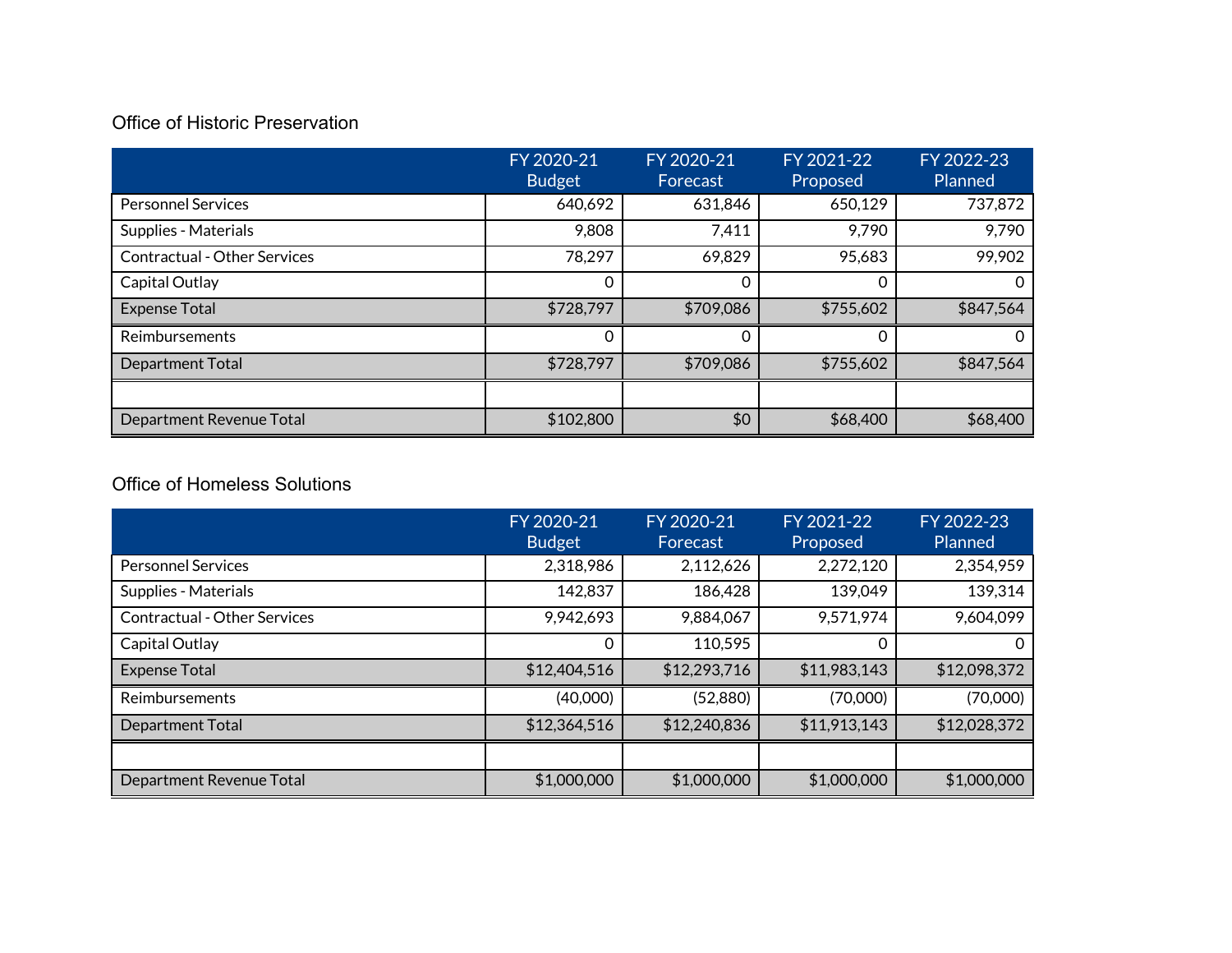## Office of Historic Preservation

| | FY 2020-21 Budget | FY 2020-21 Forecast | FY 2021-22 Proposed | FY 2022-23 Planned |
|---|---|---|---|---|
| Personnel Services | 640,692 | 631,846 | 650,129 | 737,872 |
| Supplies - Materials | 9,808 | 7,411 | 9,790 | 9,790 |
| Contractual - Other Services | 78,297 | 69,829 | 95,683 | 99,902 |
| Capital Outlay | 0 | 0 | 0 | 0 |
| Expense Total | $728,797 | $709,086 | $755,602 | $847,564 |
| Reimbursements | 0 | 0 | 0 | 0 |
| Department Total | $728,797 | $709,086 | $755,602 | $847,564 |
| | | | | |
| Department Revenue Total | $102,800 | $0 | $68,400 | $68,400 |

## Office of Homeless Solutions

| | FY 2020-21 Budget | FY 2020-21 Forecast | FY 2021-22 Proposed | FY 2022-23 Planned |
|---|---|---|---|---|
| Personnel Services | 2,318,986 | 2,112,626 | 2,272,120 | 2,354,959 |
| Supplies - Materials | 142,837 | 186,428 | 139,049 | 139,314 |
| Contractual - Other Services | 9,942,693 | 9,884,067 | 9,571,974 | 9,604,099 |
| Capital Outlay | 0 | 110,595 | 0 | 0 |
| Expense Total | $12,404,516 | $12,293,716 | $11,983,143 | $12,098,372 |
| Reimbursements | (40,000) | (52,880) | (70,000) | (70,000) |
| Department Total | $12,364,516 | $12,240,836 | $11,913,143 | $12,028,372 |
| | | | | |
| Department Revenue Total | $1,000,000 | $1,000,000 | $1,000,000 | $1,000,000 |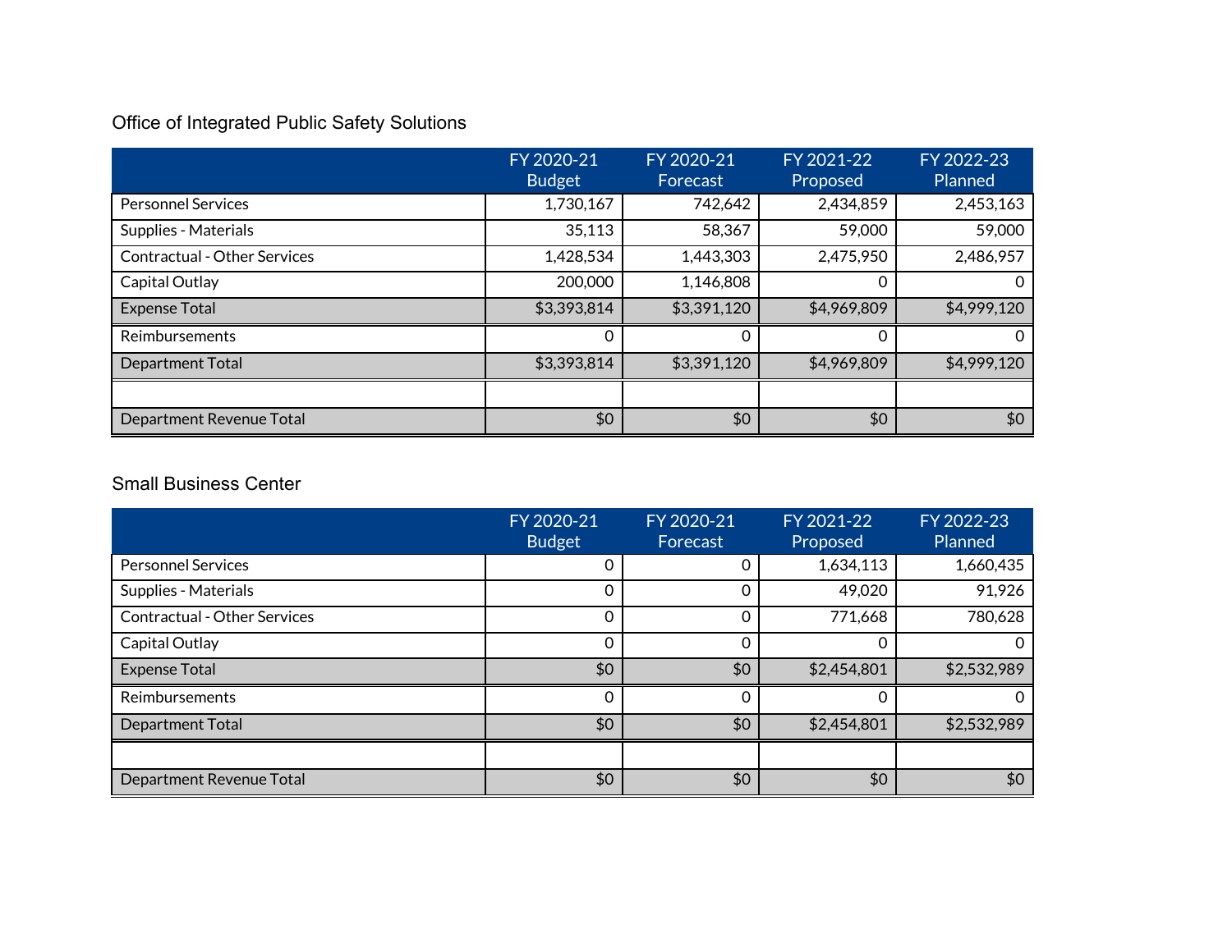## Office of Integrated Public Safety Solutions

| | FY 2020-21 Budget | FY 2020-21 Forecast | FY 2021-22 Proposed | FY 2022-23 Planned |
|---|---|---|---|---|
| Personnel Services | 1,730,167 | 742,642 | 2,434,859 | 2,453,163 |
| Supplies - Materials | 35,113 | 58,367 | 59,000 | 59,000 |
| Contractual - Other Services | 1,428,534 | 1,443,303 | 2,475,950 | 2,486,957 |
| Capital Outlay | 200,000 | 1,146,808 | 0 | 0 |
| Expense Total | $3,393,814 | $3,391,120 | $4,969,809 | $4,999,120 |
| Reimbursements | 0 | 0 | 0 | 0 |
| Department Total | $3,393,814 | $3,391,120 | $4,969,809 | $4,999,120 |
| | | | | |
| Department Revenue Total | $0 | $0 | $0 | $0 |

## Small Business Center

| | FY 2020-21 Budget | FY 2020-21 Forecast | FY 2021-22 Proposed | FY 2022-23 Planned |
|---|---|---|---|---|
| Personnel Services | 0 | 0 | 1,634,113 | 1,660,435 |
| Supplies - Materials | 0 | 0 | 49,020 | 91,926 |
| Contractual - Other Services | 0 | 0 | 771,668 | 780,628 |
| Capital Outlay | 0 | 0 | 0 | 0 |
| Expense Total | $0 | $0 | $2,454,801 | $2,532,989 |
| Reimbursements | 0 | 0 | 0 | 0 |
| Department Total | $0 | $0 | $2,454,801 | $2,532,989 |
| | | | | |
| Department Revenue Total | $0 | $0 | $0 | $0 |